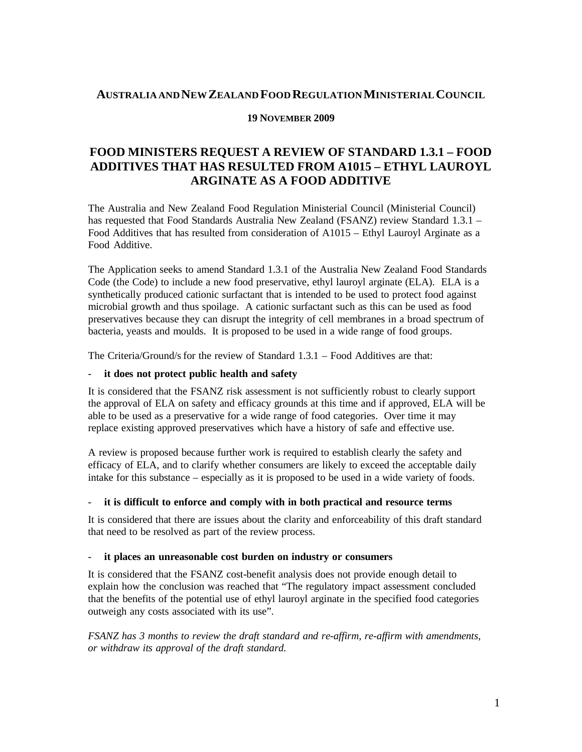**AUSTRALIA AND NEW ZEALAND FOOD REGULATION MINISTERIAL COUNCIL**

**19 NOVEMBER 2009**

# FOOD MINISTERS REQUEST A REVIEW OF STANDARD 1.3.1 – FOOD ADDITIVES THAT HAS RESULTED FROM A1015 – ETHYL LAUROYL ARGINATE AS A FOOD ADDITIVE

The Australia and New Zealand Food Regulation Ministerial Council (Ministerial Council) has requested that Food Standards Australia New Zealand (FSANZ) review Standard 1.3.1 – Food Additives that has resulted from consideration of A1015 – Ethyl Lauroyl Arginate as a Food Additive.

The Application seeks to amend Standard 1.3.1 of the Australia New Zealand Food Standards Code (the Code) to include a new food preservative, ethyl lauroyl arginate (ELA). ELA is a synthetically produced cationic surfactant that is intended to be used to protect food against microbial growth and thus spoilage. A cationic surfactant such as this can be used as food preservatives because they can disrupt the integrity of cell membranes in a broad spectrum of bacteria, yeasts and moulds. It is proposed to be used in a wide range of food groups.

The Criteria/Ground/s for the review of Standard 1.3.1 – Food Additives are that:

- **it does not protect public health and safety**

It is considered that the FSANZ risk assessment is not sufficiently robust to clearly support the approval of ELA on safety and efficacy grounds at this time and if approved, ELA will be able to be used as a preservative for a wide range of food categories. Over time it may replace existing approved preservatives which have a history of safe and effective use.

A review is proposed because further work is required to establish clearly the safety and efficacy of ELA, and to clarify whether consumers are likely to exceed the acceptable daily intake for this substance – especially as it is proposed to be used in a wide variety of foods.

- **it is difficult to enforce and comply with in both practical and resource terms**

It is considered that there are issues about the clarity and enforceability of this draft standard that need to be resolved as part of the review process.

- **it places an unreasonable cost burden on industry or consumers**

It is considered that the FSANZ cost-benefit analysis does not provide enough detail to explain how the conclusion was reached that "The regulatory impact assessment concluded that the benefits of the potential use of ethyl lauroyl arginate in the specified food categories outweigh any costs associated with its use".

*FSANZ has 3 months to review the draft standard and re-affirm, re-affirm with amendments, or withdraw its approval of the draft standard.*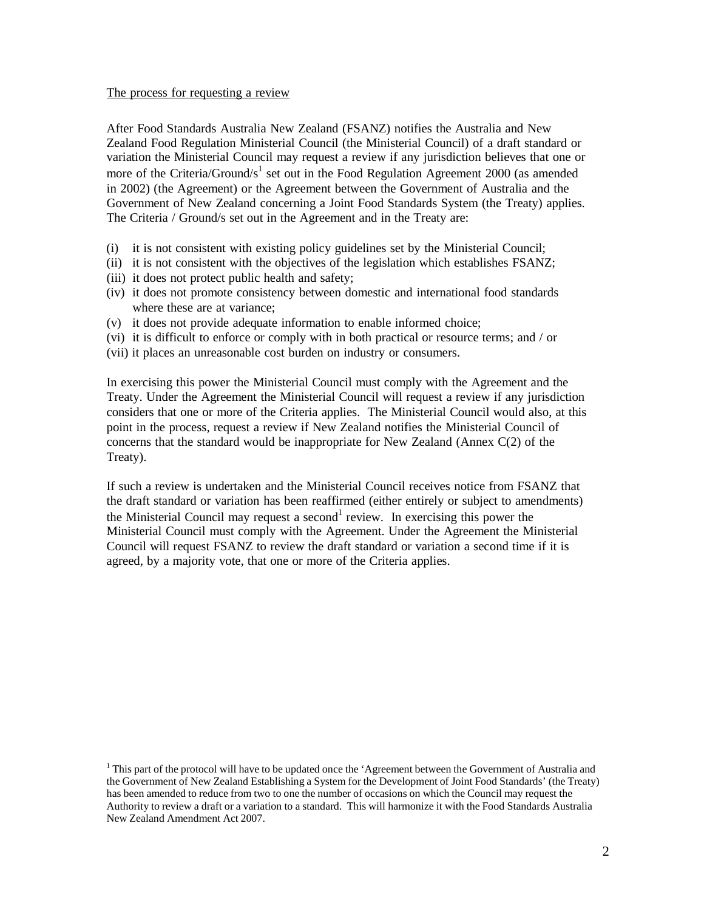The process for requesting a review

After Food Standards Australia New Zealand (FSANZ) notifies the Australia and New Zealand Food Regulation Ministerial Council (the Ministerial Council) of a draft standard or variation the Ministerial Council may request a review if any jurisdiction believes that one or more of the Criteria/Ground/s[1] set out in the Food Regulation Agreement 2000 (as amended in 2002) (the Agreement) or the Agreement between the Government of Australia and the Government of New Zealand concerning a Joint Food Standards System (the Treaty) applies. The Criteria / Ground/s set out in the Agreement and in the Treaty are:

(i) it is not consistent with existing policy guidelines set by the Ministerial Council;
(ii) it is not consistent with the objectives of the legislation which establishes FSANZ;
(iii) it does not protect public health and safety;
(iv) it does not promote consistency between domestic and international food standards where these are at variance;
(v) it does not provide adequate information to enable informed choice;
(vi) it is difficult to enforce or comply with in both practical or resource terms; and / or
(vii) it places an unreasonable cost burden on industry or consumers.

In exercising this power the Ministerial Council must comply with the Agreement and the Treaty. Under the Agreement the Ministerial Council will request a review if any jurisdiction considers that one or more of the Criteria applies. The Ministerial Council would also, at this point in the process, request a review if New Zealand notifies the Ministerial Council of concerns that the standard would be inappropriate for New Zealand (Annex C(2) of the Treaty).

If such a review is undertaken and the Ministerial Council receives notice from FSANZ that the draft standard or variation has been reaffirmed (either entirely or subject to amendments) the Ministerial Council may request a second[1] review. In exercising this power the Ministerial Council must comply with the Agreement. Under the Agreement the Ministerial Council will request FSANZ to review the draft standard or variation a second time if it is agreed, by a majority vote, that one or more of the Criteria applies.

[1] This part of the protocol will have to be updated once the 'Agreement between the Government of Australia and the Government of New Zealand Establishing a System for the Development of Joint Food Standards' (the Treaty) has been amended to reduce from two to one the number of occasions on which the Council may request the Authority to review a draft or a variation to a standard. This will harmonize it with the Food Standards Australia New Zealand Amendment Act 2007.